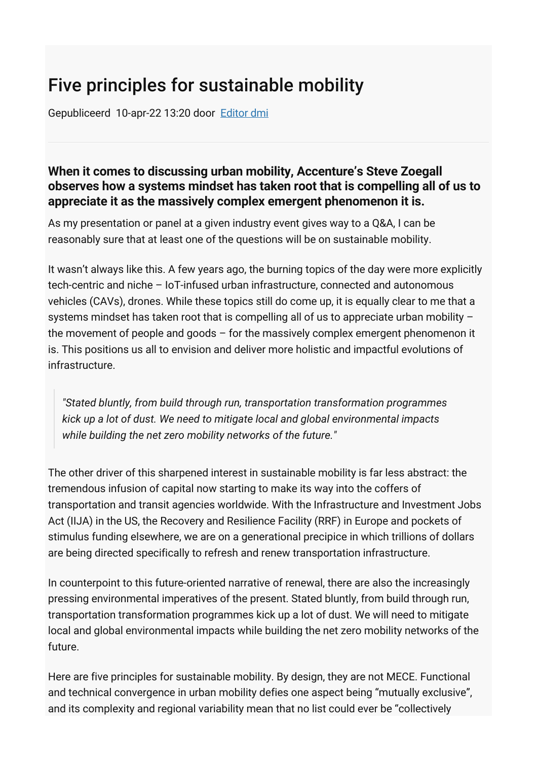# Five principles for sustainable mobility

Gepubliceerd 10-apr-22 13:20 door [Editor dmi]

**When it comes to discussing urban mobility, Accenture's Steve Zoegall observes how a systems mindset has taken root that is compelling all of us to appreciate it as the massively complex emergent phenomenon it is.**

As my presentation or panel at a given industry event gives way to a Q&A, I can be reasonably sure that at least one of the questions will be on sustainable mobility.

It wasn't always like this. A few years ago, the burning topics of the day were more explicitly tech-centric and niche – IoT-infused urban infrastructure, connected and autonomous vehicles (CAVs), drones. While these topics still do come up, it is equally clear to me that a systems mindset has taken root that is compelling all of us to appreciate urban mobility – the movement of people and goods – for the massively complex emergent phenomenon it is. This positions us all to envision and deliver more holistic and impactful evolutions of infrastructure.

> *"Stated bluntly, from build through run, transportation transformation programmes kick up a lot of dust. We need to mitigate local and global environmental impacts while building the net zero mobility networks of the future."*

The other driver of this sharpened interest in sustainable mobility is far less abstract: the tremendous infusion of capital now starting to make its way into the coffers of transportation and transit agencies worldwide. With the Infrastructure and Investment Jobs Act (IIJA) in the US, the Recovery and Resilience Facility (RRF) in Europe and pockets of stimulus funding elsewhere, we are on a generational precipice in which trillions of dollars are being directed specifically to refresh and renew transportation infrastructure.

In counterpoint to this future-oriented narrative of renewal, there are also the increasingly pressing environmental imperatives of the present. Stated bluntly, from build through run, transportation transformation programmes kick up a lot of dust. We will need to mitigate local and global environmental impacts while building the net zero mobility networks of the future.

Here are five principles for sustainable mobility. By design, they are not MECE. Functional and technical convergence in urban mobility defies one aspect being "mutually exclusive", and its complexity and regional variability mean that no list could ever be "collectively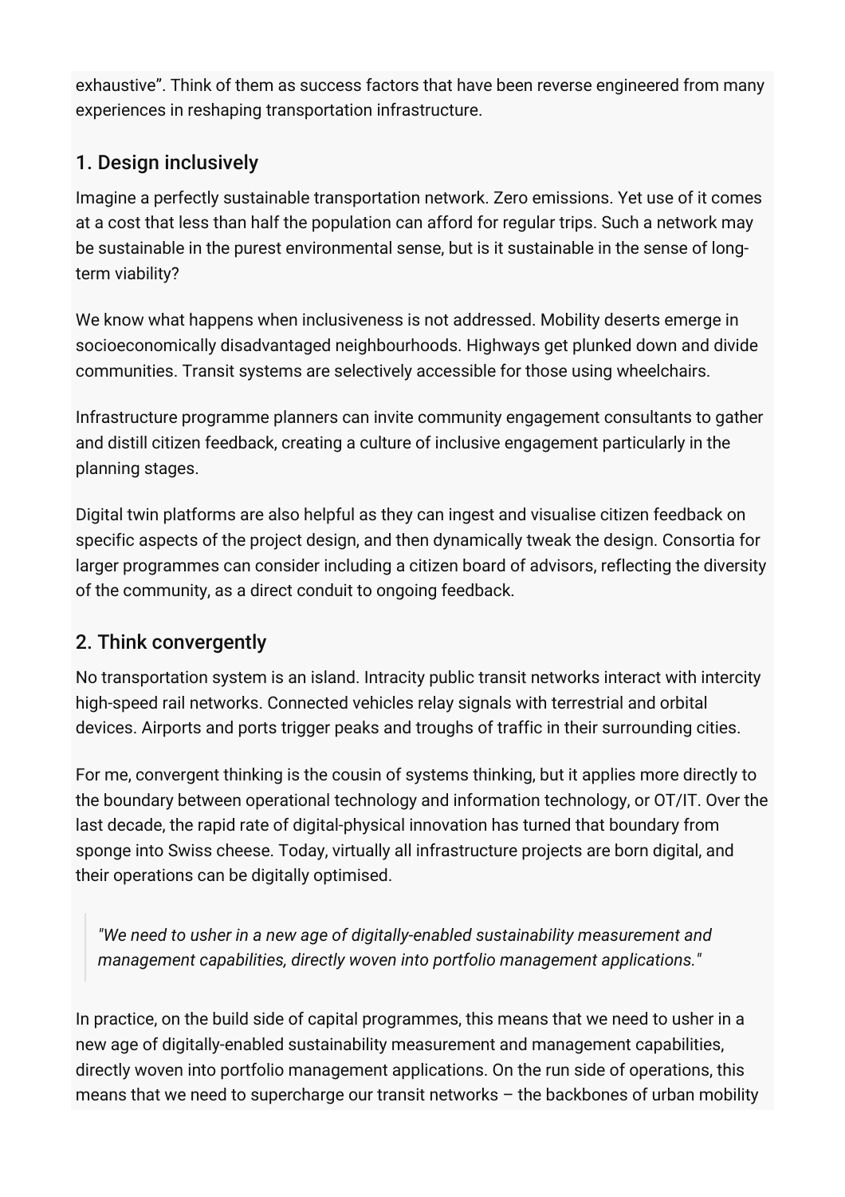exhaustive". Think of them as success factors that have been reverse engineered from many experiences in reshaping transportation infrastructure.

## 1. Design inclusively

Imagine a perfectly sustainable transportation network. Zero emissions. Yet use of it comes at a cost that less than half the population can afford for regular trips. Such a network may be sustainable in the purest environmental sense, but is it sustainable in the sense of long-term viability?

We know what happens when inclusiveness is not addressed. Mobility deserts emerge in socioeconomically disadvantaged neighbourhoods. Highways get plunked down and divide communities. Transit systems are selectively accessible for those using wheelchairs.

Infrastructure programme planners can invite community engagement consultants to gather and distill citizen feedback, creating a culture of inclusive engagement particularly in the planning stages.

Digital twin platforms are also helpful as they can ingest and visualise citizen feedback on specific aspects of the project design, and then dynamically tweak the design. Consortia for larger programmes can consider including a citizen board of advisors, reflecting the diversity of the community, as a direct conduit to ongoing feedback.

## 2. Think convergently

No transportation system is an island. Intracity public transit networks interact with intercity high-speed rail networks. Connected vehicles relay signals with terrestrial and orbital devices. Airports and ports trigger peaks and troughs of traffic in their surrounding cities.

For me, convergent thinking is the cousin of systems thinking, but it applies more directly to the boundary between operational technology and information technology, or OT/IT. Over the last decade, the rapid rate of digital-physical innovation has turned that boundary from sponge into Swiss cheese. Today, virtually all infrastructure projects are born digital, and their operations can be digitally optimised.

> *"We need to usher in a new age of digitally-enabled sustainability measurement and management capabilities, directly woven into portfolio management applications."*

In practice, on the build side of capital programmes, this means that we need to usher in a new age of digitally-enabled sustainability measurement and management capabilities, directly woven into portfolio management applications. On the run side of operations, this means that we need to supercharge our transit networks – the backbones of urban mobility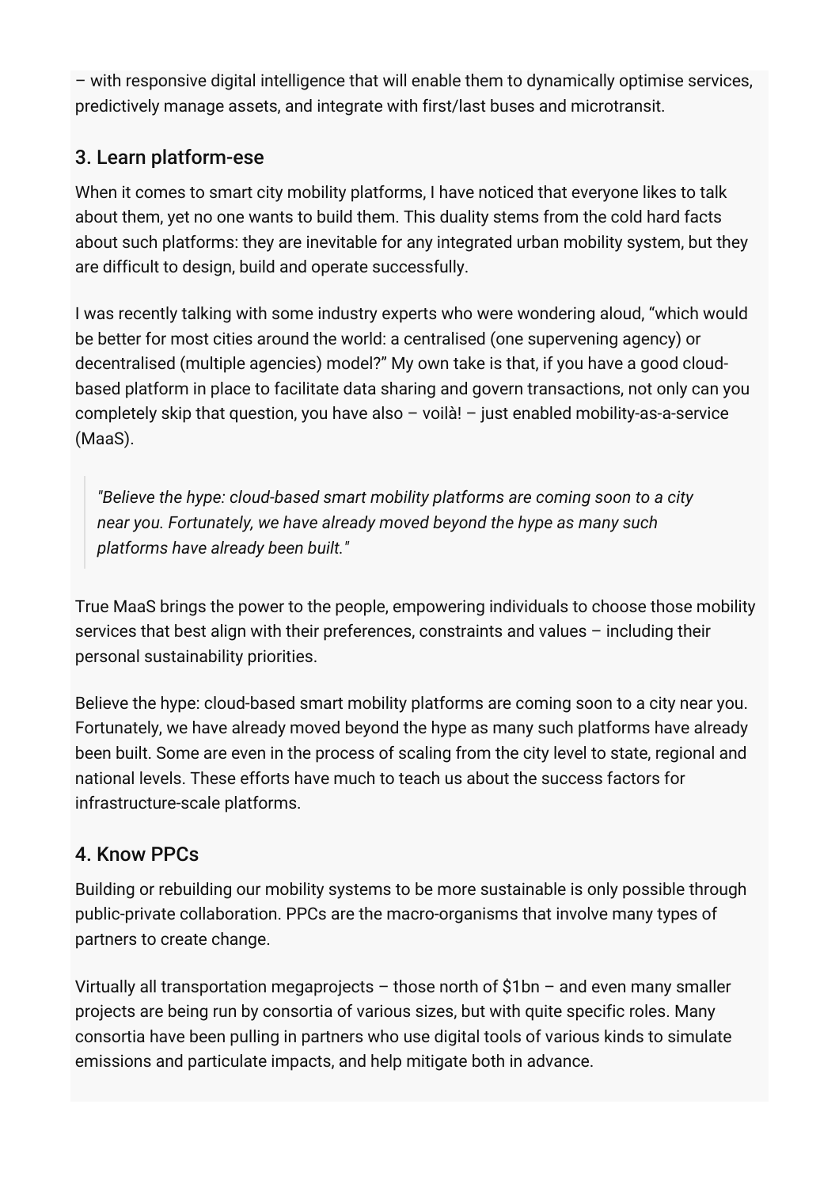– with responsive digital intelligence that will enable them to dynamically optimise services, predictively manage assets, and integrate with first/last buses and microtransit.

## 3. Learn platform-ese

When it comes to smart city mobility platforms, I have noticed that everyone likes to talk about them, yet no one wants to build them. This duality stems from the cold hard facts about such platforms: they are inevitable for any integrated urban mobility system, but they are difficult to design, build and operate successfully.

I was recently talking with some industry experts who were wondering aloud, “which would be better for most cities around the world: a centralised (one supervening agency) or decentralised (multiple agencies) model?” My own take is that, if you have a good cloud-based platform in place to facilitate data sharing and govern transactions, not only can you completely skip that question, you have also – voilà! – just enabled mobility-as-a-service (MaaS).

> *"Believe the hype: cloud-based smart mobility platforms are coming soon to a city near you. Fortunately, we have already moved beyond the hype as many such platforms have already been built."*

True MaaS brings the power to the people, empowering individuals to choose those mobility services that best align with their preferences, constraints and values – including their personal sustainability priorities.

Believe the hype: cloud-based smart mobility platforms are coming soon to a city near you. Fortunately, we have already moved beyond the hype as many such platforms have already been built. Some are even in the process of scaling from the city level to state, regional and national levels. These efforts have much to teach us about the success factors for infrastructure-scale platforms.

## 4. Know PPCs

Building or rebuilding our mobility systems to be more sustainable is only possible through public-private collaboration. PPCs are the macro-organisms that involve many types of partners to create change.

Virtually all transportation megaprojects – those north of $1bn – and even many smaller projects are being run by consortia of various sizes, but with quite specific roles. Many consortia have been pulling in partners who use digital tools of various kinds to simulate emissions and particulate impacts, and help mitigate both in advance.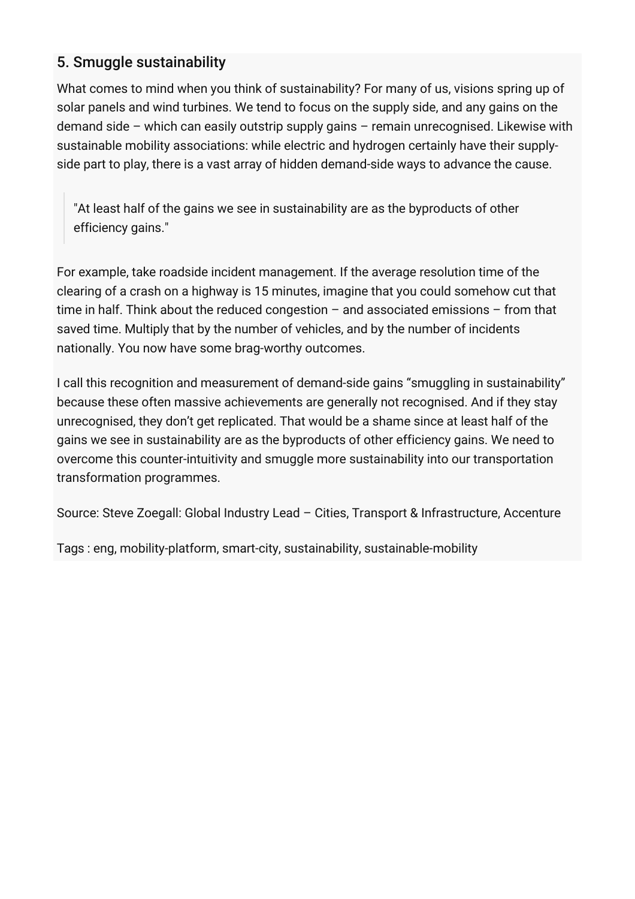## 5. Smuggle sustainability

What comes to mind when you think of sustainability? For many of us, visions spring up of solar panels and wind turbines. We tend to focus on the supply side, and any gains on the demand side – which can easily outstrip supply gains – remain unrecognised. Likewise with sustainable mobility associations: while electric and hydrogen certainly have their supply-side part to play, there is a vast array of hidden demand-side ways to advance the cause.

> "At least half of the gains we see in sustainability are as the byproducts of other efficiency gains."

For example, take roadside incident management. If the average resolution time of the clearing of a crash on a highway is 15 minutes, imagine that you could somehow cut that time in half. Think about the reduced congestion – and associated emissions – from that saved time. Multiply that by the number of vehicles, and by the number of incidents nationally. You now have some brag-worthy outcomes.

I call this recognition and measurement of demand-side gains "smuggling in sustainability" because these often massive achievements are generally not recognised. And if they stay unrecognised, they don't get replicated. That would be a shame since at least half of the gains we see in sustainability are as the byproducts of other efficiency gains. We need to overcome this counter-intuitivity and smuggle more sustainability into our transportation transformation programmes.

Source: Steve Zoegall: Global Industry Lead – Cities, Transport & Infrastructure, Accenture

Tags : eng, mobility-platform, smart-city, sustainability, sustainable-mobility